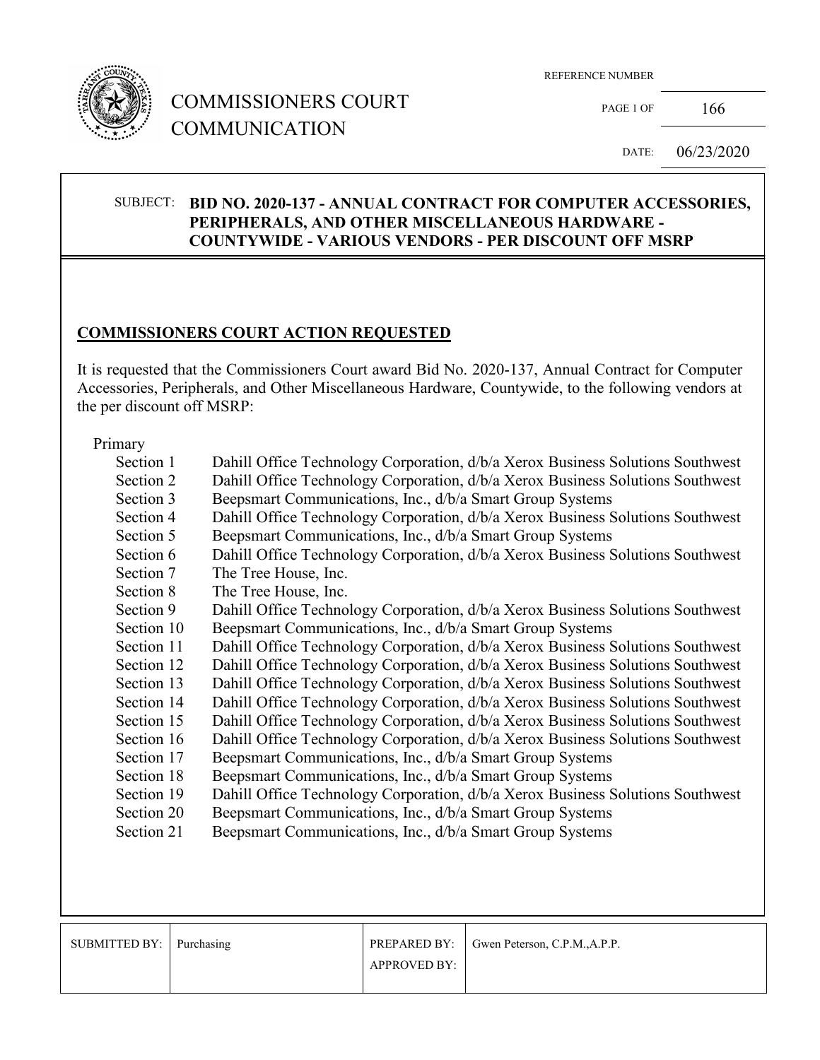# COMMISSIONERS COURT COMMUNICATION

REFERENCE NUMBER: 166

DATE: 06/23/2020

SUBJECT: **BID NO. 2020-137 - ANNUAL CONTRACT FOR COMPUTER ACCESSORIES, PERIPHERALS, AND OTHER MISCELLANEOUS HARDWARE - COUNTYWIDE - VARIOUS VENDORS - PER DISCOUNT OFF MSRP**

## COMMISSIONERS COURT ACTION REQUESTED

It is requested that the Commissioners Court award Bid No. 2020-137, Annual Contract for Computer Accessories, Peripherals, and Other Miscellaneous Hardware, Countywide, to the following vendors at the per discount off MSRP:

Primary

| | |
|---|---|
| Section 1 | Dahill Office Technology Corporation, d/b/a Xerox Business Solutions Southwest |
| Section 2 | Dahill Office Technology Corporation, d/b/a Xerox Business Solutions Southwest |
| Section 3 | Beepsmart Communications, Inc., d/b/a Smart Group Systems |
| Section 4 | Dahill Office Technology Corporation, d/b/a Xerox Business Solutions Southwest |
| Section 5 | Beepsmart Communications, Inc., d/b/a Smart Group Systems |
| Section 6 | Dahill Office Technology Corporation, d/b/a Xerox Business Solutions Southwest |
| Section 7 | The Tree House, Inc. |
| Section 8 | The Tree House, Inc. |
| Section 9 | Dahill Office Technology Corporation, d/b/a Xerox Business Solutions Southwest |
| Section 10 | Beepsmart Communications, Inc., d/b/a Smart Group Systems |
| Section 11 | Dahill Office Technology Corporation, d/b/a Xerox Business Solutions Southwest |
| Section 12 | Dahill Office Technology Corporation, d/b/a Xerox Business Solutions Southwest |
| Section 13 | Dahill Office Technology Corporation, d/b/a Xerox Business Solutions Southwest |
| Section 14 | Dahill Office Technology Corporation, d/b/a Xerox Business Solutions Southwest |
| Section 15 | Dahill Office Technology Corporation, d/b/a Xerox Business Solutions Southwest |
| Section 16 | Dahill Office Technology Corporation, d/b/a Xerox Business Solutions Southwest |
| Section 17 | Beepsmart Communications, Inc., d/b/a Smart Group Systems |
| Section 18 | Beepsmart Communications, Inc., d/b/a Smart Group Systems |
| Section 19 | Dahill Office Technology Corporation, d/b/a Xerox Business Solutions Southwest |
| Section 20 | Beepsmart Communications, Inc., d/b/a Smart Group Systems |
| Section 21 | Beepsmart Communications, Inc., d/b/a Smart Group Systems |

| SUBMITTED BY: | Purchasing | PREPARED BY: | Gwen Peterson, C.P.M.,A.P.P. |
|---|---|---|---|
| | | APPROVED BY: | |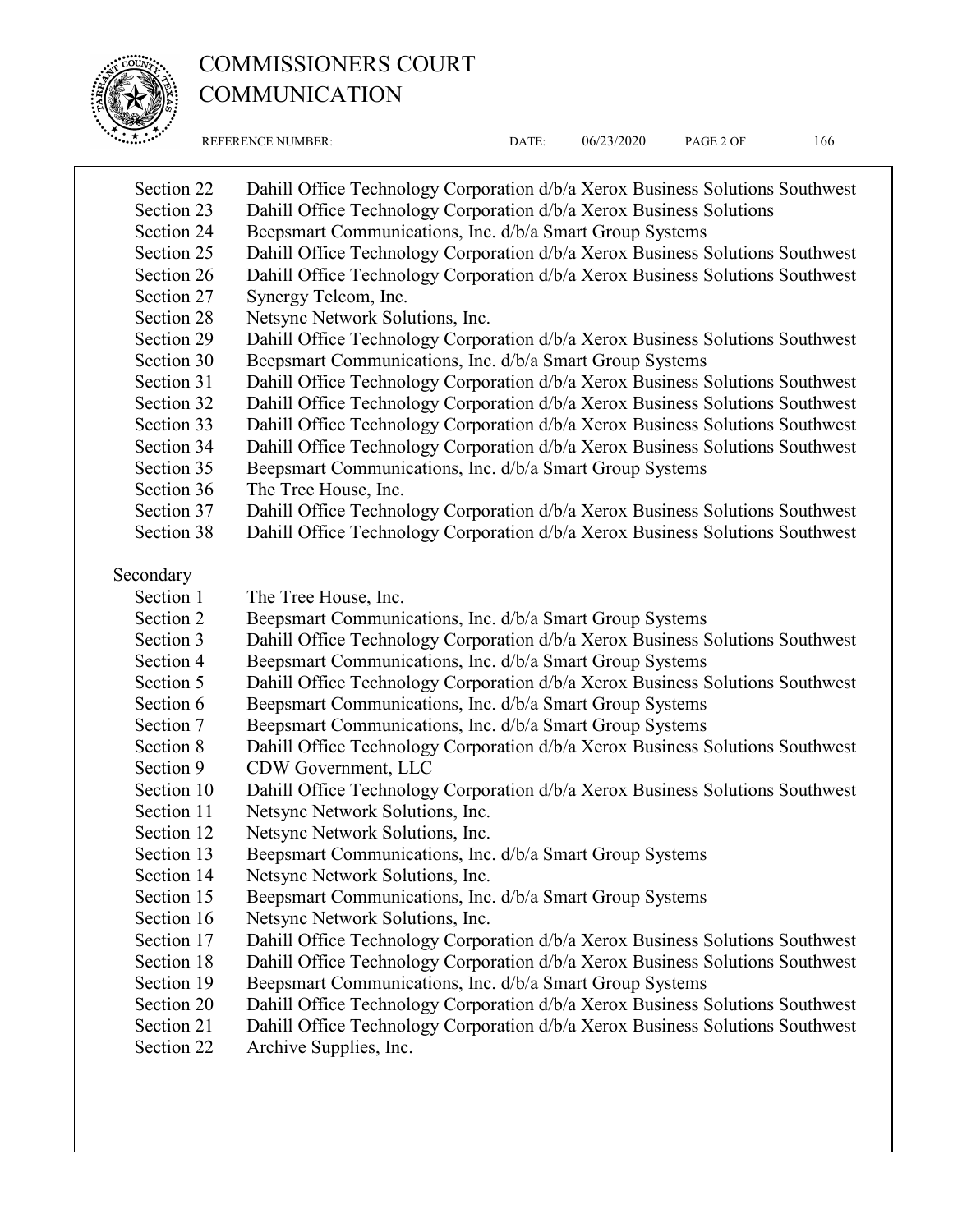| | |
|---|---|
| Section 22 | Dahill Office Technology Corporation d/b/a Xerox Business Solutions Southwest |
| Section 23 | Dahill Office Technology Corporation d/b/a Xerox Business Solutions |
| Section 24 | Beepsmart Communications, Inc. d/b/a Smart Group Systems |
| Section 25 | Dahill Office Technology Corporation d/b/a Xerox Business Solutions Southwest |
| Section 26 | Dahill Office Technology Corporation d/b/a Xerox Business Solutions Southwest |
| Section 27 | Synergy Telcom, Inc. |
| Section 28 | Netsync Network Solutions, Inc. |
| Section 29 | Dahill Office Technology Corporation d/b/a Xerox Business Solutions Southwest |
| Section 30 | Beepsmart Communications, Inc. d/b/a Smart Group Systems |
| Section 31 | Dahill Office Technology Corporation d/b/a Xerox Business Solutions Southwest |
| Section 32 | Dahill Office Technology Corporation d/b/a Xerox Business Solutions Southwest |
| Section 33 | Dahill Office Technology Corporation d/b/a Xerox Business Solutions Southwest |
| Section 34 | Dahill Office Technology Corporation d/b/a Xerox Business Solutions Southwest |
| Section 35 | Beepsmart Communications, Inc. d/b/a Smart Group Systems |
| Section 36 | The Tree House, Inc. |
| Section 37 | Dahill Office Technology Corporation d/b/a Xerox Business Solutions Southwest |
| Section 38 | Dahill Office Technology Corporation d/b/a Xerox Business Solutions Southwest |

Secondary

| | |
|---|---|
| Section 1 | The Tree House, Inc. |
| Section 2 | Beepsmart Communications, Inc. d/b/a Smart Group Systems |
| Section 3 | Dahill Office Technology Corporation d/b/a Xerox Business Solutions Southwest |
| Section 4 | Beepsmart Communications, Inc. d/b/a Smart Group Systems |
| Section 5 | Dahill Office Technology Corporation d/b/a Xerox Business Solutions Southwest |
| Section 6 | Beepsmart Communications, Inc. d/b/a Smart Group Systems |
| Section 7 | Beepsmart Communications, Inc. d/b/a Smart Group Systems |
| Section 8 | Dahill Office Technology Corporation d/b/a Xerox Business Solutions Southwest |
| Section 9 | CDW Government, LLC |
| Section 10 | Dahill Office Technology Corporation d/b/a Xerox Business Solutions Southwest |
| Section 11 | Netsync Network Solutions, Inc. |
| Section 12 | Netsync Network Solutions, Inc. |
| Section 13 | Beepsmart Communications, Inc. d/b/a Smart Group Systems |
| Section 14 | Netsync Network Solutions, Inc. |
| Section 15 | Beepsmart Communications, Inc. d/b/a Smart Group Systems |
| Section 16 | Netsync Network Solutions, Inc. |
| Section 17 | Dahill Office Technology Corporation d/b/a Xerox Business Solutions Southwest |
| Section 18 | Dahill Office Technology Corporation d/b/a Xerox Business Solutions Southwest |
| Section 19 | Beepsmart Communications, Inc. d/b/a Smart Group Systems |
| Section 20 | Dahill Office Technology Corporation d/b/a Xerox Business Solutions Southwest |
| Section 21 | Dahill Office Technology Corporation d/b/a Xerox Business Solutions Southwest |
| Section 22 | Archive Supplies, Inc. |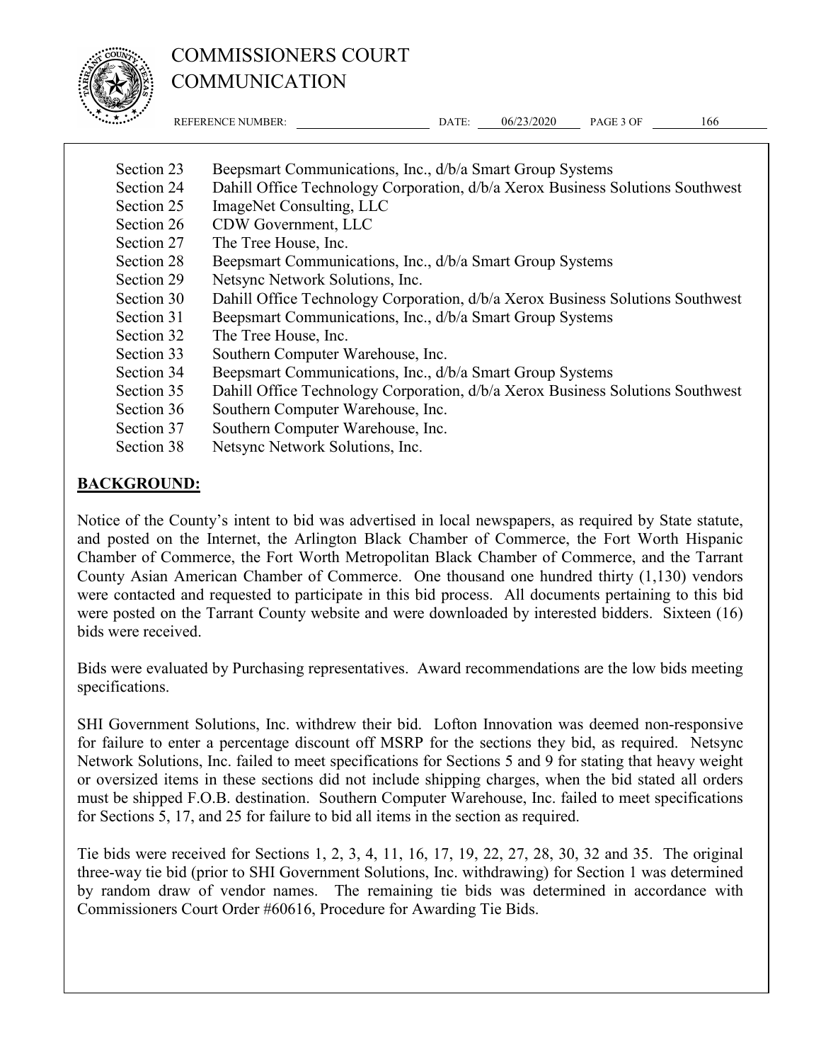| | |
|---|---|
| Section 23 | Beepsmart Communications, Inc., d/b/a Smart Group Systems |
| Section 24 | Dahill Office Technology Corporation, d/b/a Xerox Business Solutions Southwest |
| Section 25 | ImageNet Consulting, LLC |
| Section 26 | CDW Government, LLC |
| Section 27 | The Tree House, Inc. |
| Section 28 | Beepsmart Communications, Inc., d/b/a Smart Group Systems |
| Section 29 | Netsync Network Solutions, Inc. |
| Section 30 | Dahill Office Technology Corporation, d/b/a Xerox Business Solutions Southwest |
| Section 31 | Beepsmart Communications, Inc., d/b/a Smart Group Systems |
| Section 32 | The Tree House, Inc. |
| Section 33 | Southern Computer Warehouse, Inc. |
| Section 34 | Beepsmart Communications, Inc., d/b/a Smart Group Systems |
| Section 35 | Dahill Office Technology Corporation, d/b/a Xerox Business Solutions Southwest |
| Section 36 | Southern Computer Warehouse, Inc. |
| Section 37 | Southern Computer Warehouse, Inc. |
| Section 38 | Netsync Network Solutions, Inc. |

## **BACKGROUND:**

Notice of the County's intent to bid was advertised in local newspapers, as required by State statute, and posted on the Internet, the Arlington Black Chamber of Commerce, the Fort Worth Hispanic Chamber of Commerce, the Fort Worth Metropolitan Black Chamber of Commerce, and the Tarrant County Asian American Chamber of Commerce. One thousand one hundred thirty (1,130) vendors were contacted and requested to participate in this bid process. All documents pertaining to this bid were posted on the Tarrant County website and were downloaded by interested bidders. Sixteen (16) bids were received.

Bids were evaluated by Purchasing representatives. Award recommendations are the low bids meeting specifications.

SHI Government Solutions, Inc. withdrew their bid. Lofton Innovation was deemed non-responsive for failure to enter a percentage discount off MSRP for the sections they bid, as required. Netsync Network Solutions, Inc. failed to meet specifications for Sections 5 and 9 for stating that heavy weight or oversized items in these sections did not include shipping charges, when the bid stated all orders must be shipped F.O.B. destination. Southern Computer Warehouse, Inc. failed to meet specifications for Sections 5, 17, and 25 for failure to bid all items in the section as required.

Tie bids were received for Sections 1, 2, 3, 4, 11, 16, 17, 19, 22, 27, 28, 30, 32 and 35. The original three-way tie bid (prior to SHI Government Solutions, Inc. withdrawing) for Section 1 was determined by random draw of vendor names. The remaining tie bids was determined in accordance with Commissioners Court Order #60616, Procedure for Awarding Tie Bids.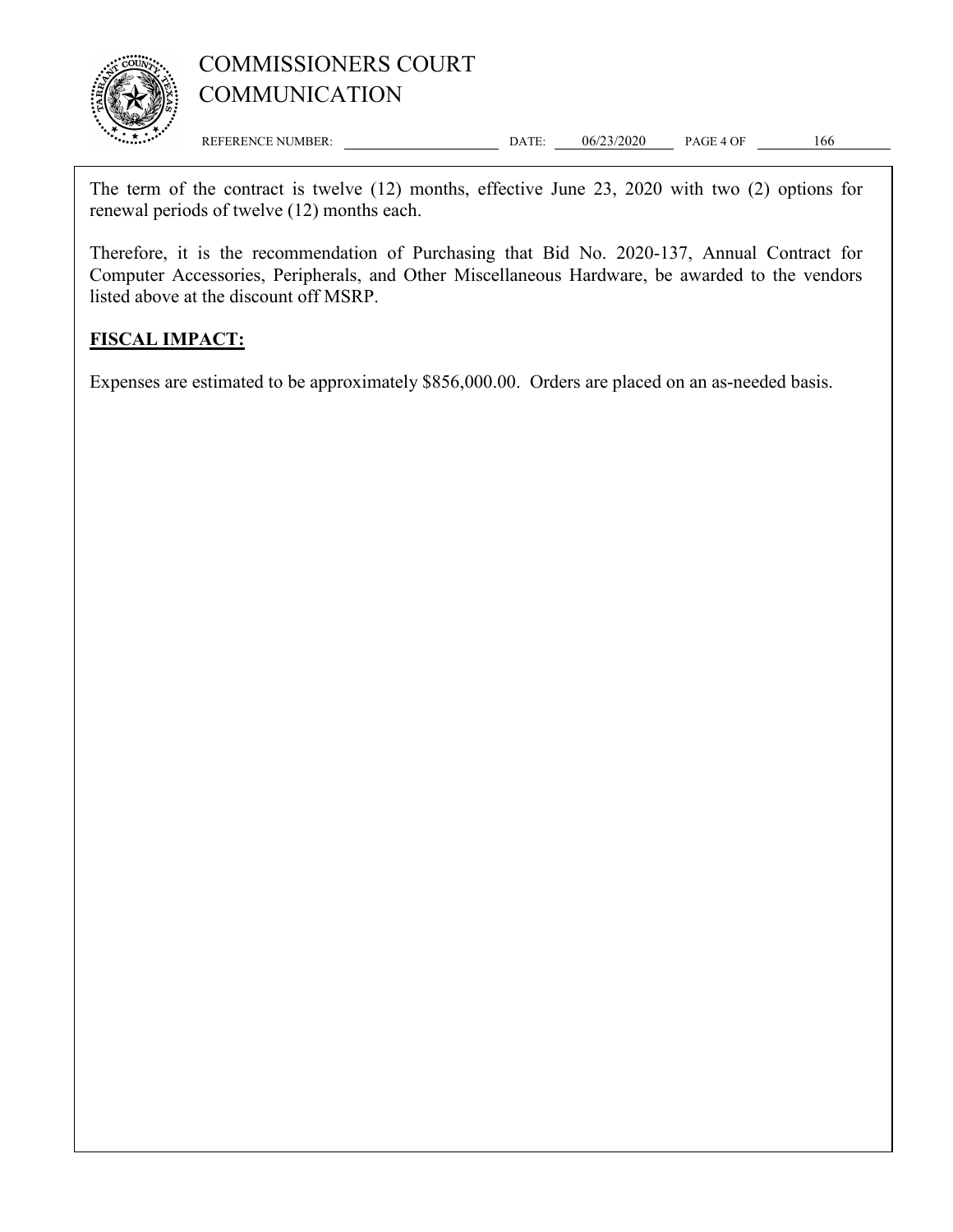The term of the contract is twelve (12) months, effective June 23, 2020 with two (2) options for renewal periods of twelve (12) months each.

Therefore, it is the recommendation of Purchasing that Bid No. 2020-137, Annual Contract for Computer Accessories, Peripherals, and Other Miscellaneous Hardware, be awarded to the vendors listed above at the discount off MSRP.

**FISCAL IMPACT:**

Expenses are estimated to be approximately $856,000.00. Orders are placed on an as-needed basis.